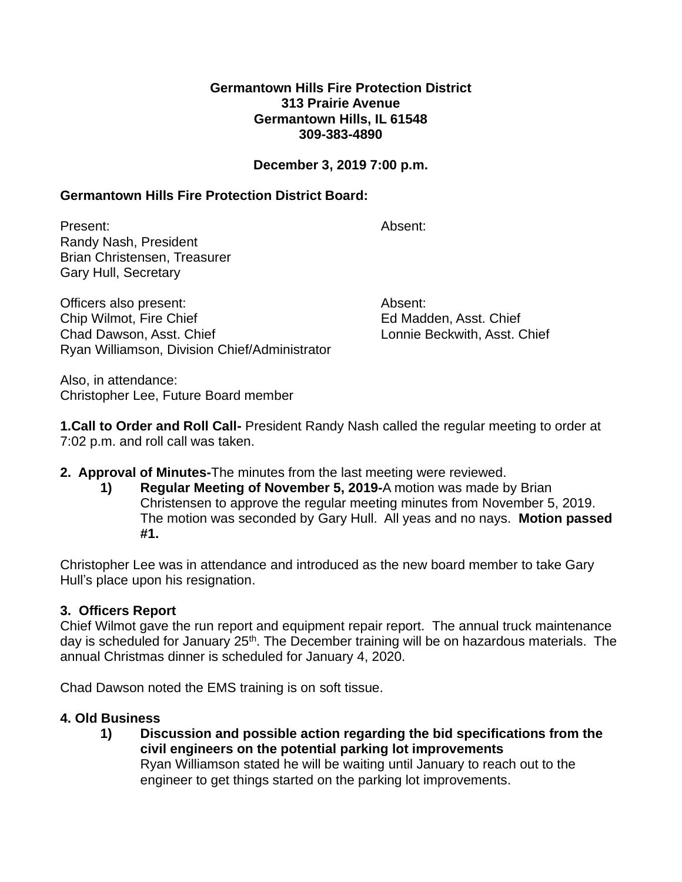**Germantown Hills Fire Protection District**
**313 Prairie Avenue**
**Germantown Hills, IL 61548**
**309-383-4890**

**December 3, 2019 7:00 p.m.**

**Germantown Hills Fire Protection District Board:**

Present:
Randy Nash, President
Brian Christensen, Treasurer
Gary Hull, Secretary

Absent:

Officers also present:
Chip Wilmot, Fire Chief
Chad Dawson, Asst. Chief
Ryan Williamson, Division Chief/Administrator

Absent:
Ed Madden, Asst. Chief
Lonnie Beckwith, Asst. Chief

Also, in attendance:
Christopher Lee, Future Board member

**1.Call to Order and Roll Call-** President Randy Nash called the regular meeting to order at 7:02 p.m. and roll call was taken.

**2. Approval of Minutes-**The minutes from the last meeting were reviewed.

1) **Regular Meeting of November 5, 2019-**A motion was made by Brian Christensen to approve the regular meeting minutes from November 5, 2019. The motion was seconded by Gary Hull. All yeas and no nays. **Motion passed #1.**

Christopher Lee was in attendance and introduced as the new board member to take Gary Hull's place upon his resignation.

**3. Officers Report**

Chief Wilmot gave the run report and equipment repair report. The annual truck maintenance day is scheduled for January 25th. The December training will be on hazardous materials. The annual Christmas dinner is scheduled for January 4, 2020.

Chad Dawson noted the EMS training is on soft tissue.

**4. Old Business**

1) **Discussion and possible action regarding the bid specifications from the civil engineers on the potential parking lot improvements**
Ryan Williamson stated he will be waiting until January to reach out to the engineer to get things started on the parking lot improvements.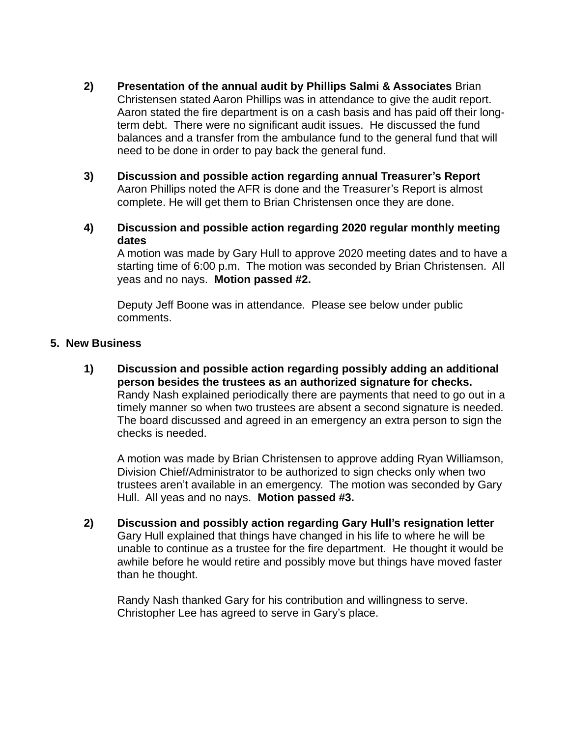2) **Presentation of the annual audit by Phillips Salmi & Associates** Brian Christensen stated Aaron Phillips was in attendance to give the audit report. Aaron stated the fire department is on a cash basis and has paid off their long-term debt. There were no significant audit issues. He discussed the fund balances and a transfer from the ambulance fund to the general fund that will need to be done in order to pay back the general fund.

3) **Discussion and possible action regarding annual Treasurer's Report** Aaron Phillips noted the AFR is done and the Treasurer's Report is almost complete. He will get them to Brian Christensen once they are done.

4) **Discussion and possible action regarding 2020 regular monthly meeting dates**
A motion was made by Gary Hull to approve 2020 meeting dates and to have a starting time of 6:00 p.m. The motion was seconded by Brian Christensen. All yeas and no nays. **Motion passed #2.**

Deputy Jeff Boone was in attendance. Please see below under public comments.

**5. New Business**

1) **Discussion and possible action regarding possibly adding an additional person besides the trustees as an authorized signature for checks.** Randy Nash explained periodically there are payments that need to go out in a timely manner so when two trustees are absent a second signature is needed. The board discussed and agreed in an emergency an extra person to sign the checks is needed.

A motion was made by Brian Christensen to approve adding Ryan Williamson, Division Chief/Administrator to be authorized to sign checks only when two trustees aren't available in an emergency. The motion was seconded by Gary Hull. All yeas and no nays. **Motion passed #3.**

2) **Discussion and possibly action regarding Gary Hull's resignation letter** Gary Hull explained that things have changed in his life to where he will be unable to continue as a trustee for the fire department. He thought it would be awhile before he would retire and possibly move but things have moved faster than he thought.

Randy Nash thanked Gary for his contribution and willingness to serve. Christopher Lee has agreed to serve in Gary's place.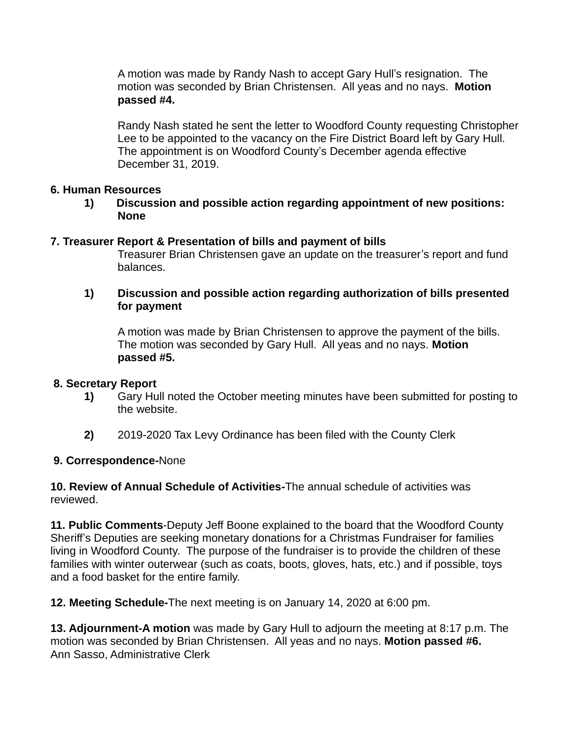A motion was made by Randy Nash to accept Gary Hull's resignation. The motion was seconded by Brian Christensen. All yeas and no nays. **Motion passed #4.**

Randy Nash stated he sent the letter to Woodford County requesting Christopher Lee to be appointed to the vacancy on the Fire District Board left by Gary Hull. The appointment is on Woodford County's December agenda effective December 31, 2019.

**6. Human Resources**

1) **Discussion and possible action regarding appointment of new positions: None**

**7. Treasurer Report & Presentation of bills and payment of bills**

Treasurer Brian Christensen gave an update on the treasurer's report and fund balances.

1) **Discussion and possible action regarding authorization of bills presented for payment**

A motion was made by Brian Christensen to approve the payment of the bills. The motion was seconded by Gary Hull. All yeas and no nays. **Motion passed #5.**

**8. Secretary Report**

1) Gary Hull noted the October meeting minutes have been submitted for posting to the website.

2) 2019-2020 Tax Levy Ordinance has been filed with the County Clerk

**9. Correspondence-**None

**10. Review of Annual Schedule of Activities-**The annual schedule of activities was reviewed.

**11. Public Comments**-Deputy Jeff Boone explained to the board that the Woodford County Sheriff's Deputies are seeking monetary donations for a Christmas Fundraiser for families living in Woodford County. The purpose of the fundraiser is to provide the children of these families with winter outerwear (such as coats, boots, gloves, hats, etc.) and if possible, toys and a food basket for the entire family.

**12. Meeting Schedule-**The next meeting is on January 14, 2020 at 6:00 pm.

**13. Adjournment-A motion** was made by Gary Hull to adjourn the meeting at 8:17 p.m. The motion was seconded by Brian Christensen. All yeas and no nays. **Motion passed #6.**
Ann Sasso, Administrative Clerk